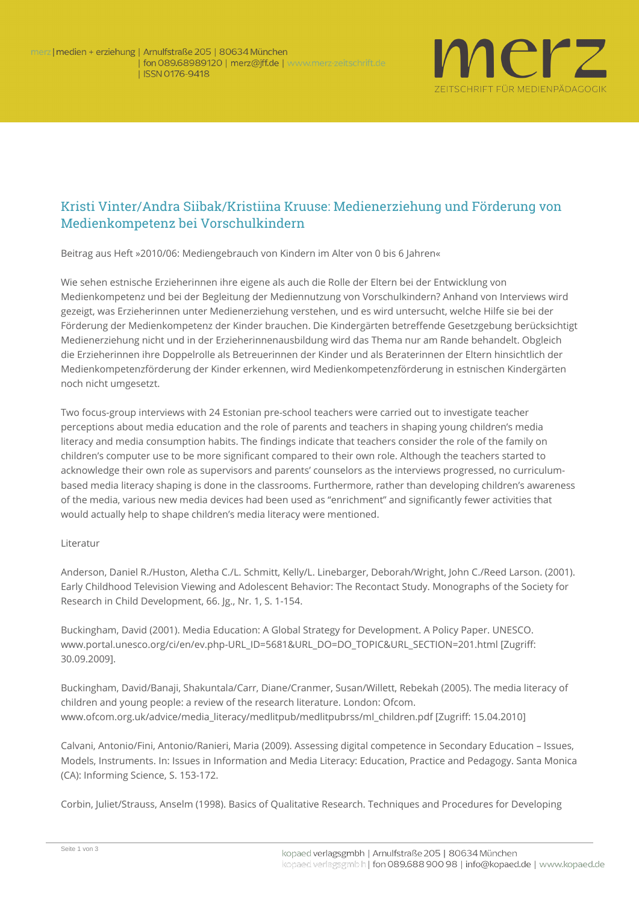# Kristi Vinter/Andra Siibak/Kristiina Kruuse: Medienerziehung und Förderung von Medienkompetenz bei Vorschulkindern

Beitrag aus Heft »2010/06: Mediengebrauch von Kindern im Alter von 0 bis 6 Jahren«

Wie sehen estnische Erzieherinnen ihre eigene als auch die Rolle der Eltern bei der Entwicklung von Medienkompetenz und bei der Begleitung der Mediennutzung von Vorschulkindern? Anhand von Interviews wird gezeigt, was Erzieherinnen unter Medienerziehung verstehen, und es wird untersucht, welche Hilfe sie bei der Förderung der Medienkompetenz der Kinder brauchen. Die Kindergärten betreffende Gesetzgebung berücksichtigt Medienerziehung nicht und in der Erzieherinnenausbildung wird das Thema nur am Rande behandelt. Obgleich die Erzieherinnen ihre Doppelrolle als Betreuerinnen der Kinder und als Beraterinnen der Eltern hinsichtlich der Medienkompetenzförderung der Kinder erkennen, wird Medienkompetenzförderung in estnischen Kindergärten noch nicht umgesetzt.

Two focus-group interviews with 24 Estonian pre-school teachers were carried out to investigate teacher perceptions about media education and the role of parents and teachers in shaping young children's media literacy and media consumption habits. The findings indicate that teachers consider the role of the family on children's computer use to be more significant compared to their own role. Although the teachers started to acknowledge their own role as supervisors and parents' counselors as the interviews progressed, no curriculum-based media literacy shaping is done in the classrooms. Furthermore, rather than developing children's awareness of the media, various new media devices had been used as "enrichment" and significantly fewer activities that would actually help to shape children's media literacy were mentioned.

Literatur

Anderson, Daniel R./Huston, Aletha C./L. Schmitt, Kelly/L. Linebarger, Deborah/Wright, John C./Reed Larson. (2001). Early Childhood Television Viewing and Adolescent Behavior: The Recontact Study. Monographs of the Society for Research in Child Development, 66. Jg., Nr. 1, S. 1-154.

Buckingham, David (2001). Media Education: A Global Strategy for Development. A Policy Paper. UNESCO. www.portal.unesco.org/ci/en/ev.php-URL_ID=5681&URL_DO=DO_TOPIC&URL_SECTION=201.html [Zugriff: 30.09.2009].

Buckingham, David/Banaji, Shakuntala/Carr, Diane/Cranmer, Susan/Willett, Rebekah (2005). The media literacy of children and young people: a review of the research literature. London: Ofcom. www.ofcom.org.uk/advice/media_literacy/medlitpub/medlitpubrss/ml_children.pdf [Zugriff: 15.04.2010]

Calvani, Antonio/Fini, Antonio/Ranieri, Maria (2009). Assessing digital competence in Secondary Education – Issues, Models, Instruments. In: Issues in Information and Media Literacy: Education, Practice and Pedagogy. Santa Monica (CA): Informing Science, S. 153-172.

Corbin, Juliet/Strauss, Anselm (1998). Basics of Qualitative Research. Techniques and Procedures for Developing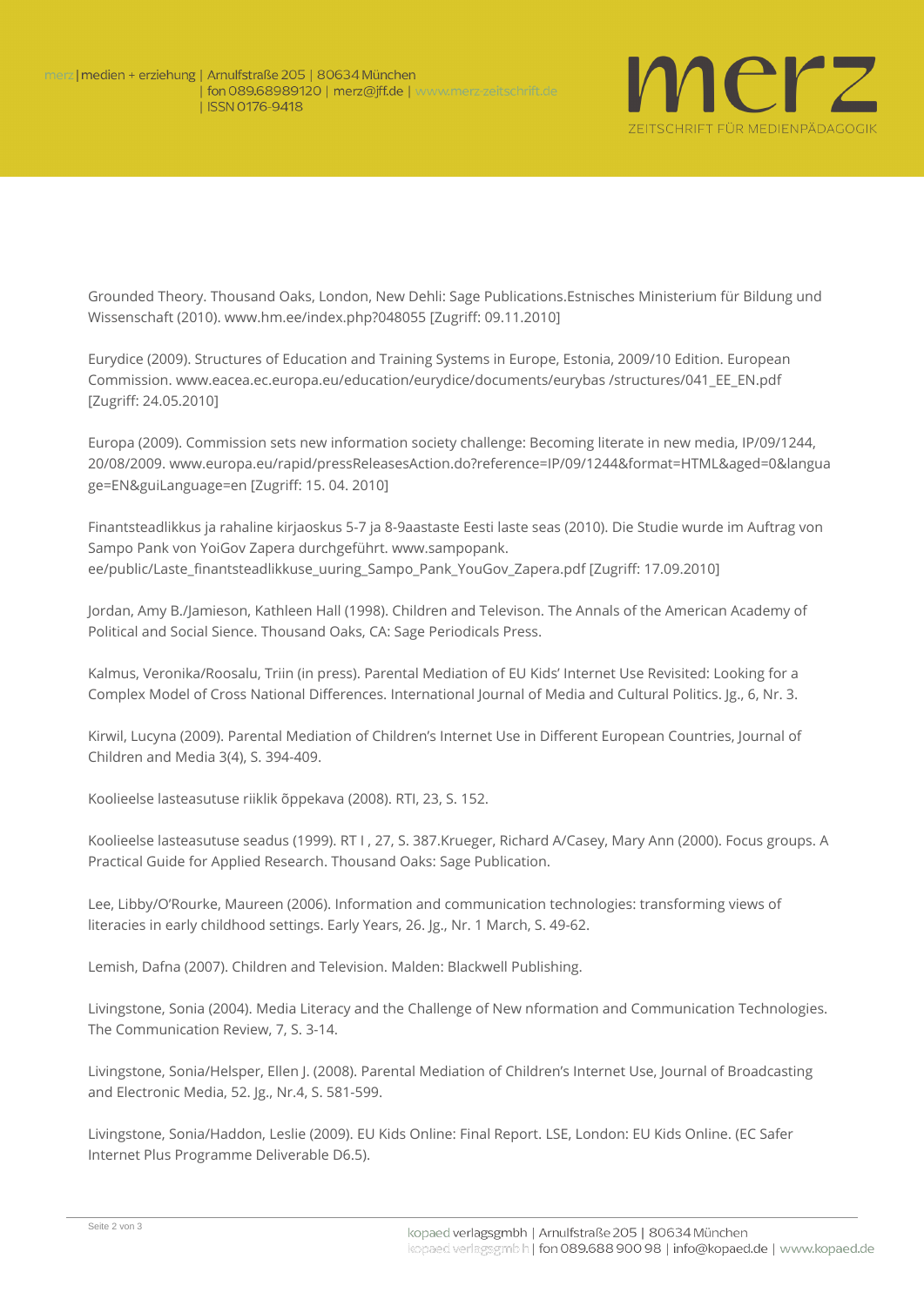Grounded Theory. Thousand Oaks, London, New Dehli: Sage Publications.Estnisches Ministerium für Bildung und Wissenschaft (2010). www.hm.ee/index.php?048055 [Zugriff: 09.11.2010]

Eurydice (2009). Structures of Education and Training Systems in Europe, Estonia, 2009/10 Edition. European Commission. www.eacea.ec.europa.eu/education/eurydice/documents/eurybas /structures/041_EE_EN.pdf [Zugriff: 24.05.2010]

Europa (2009). Commission sets new information society challenge: Becoming literate in new media, IP/09/1244, 20/08/2009. www.europa.eu/rapid/pressReleasesAction.do?reference=IP/09/1244&format=HTML&aged=0&language=EN&guiLanguage=en [Zugriff: 15. 04. 2010]

Finantsteadlikkus ja rahaline kirjaoskus 5-7 ja 8-9aastaste Eesti laste seas (2010). Die Studie wurde im Auftrag von Sampo Pank von YoiGov Zapera durchgeführt. www.sampopank. ee/public/Laste_finantsteadlikkuse_uuring_Sampo_Pank_YouGov_Zapera.pdf [Zugriff: 17.09.2010]

Jordan, Amy B./Jamieson, Kathleen Hall (1998). Children and Televison. The Annals of the American Academy of Political and Social Sience. Thousand Oaks, CA: Sage Periodicals Press.

Kalmus, Veronika/Roosalu, Triin (in press). Parental Mediation of EU Kids' Internet Use Revisited: Looking for a Complex Model of Cross National Differences. International Journal of Media and Cultural Politics. Jg., 6, Nr. 3.

Kirwil, Lucyna (2009). Parental Mediation of Children's Internet Use in Different European Countries, Journal of Children and Media 3(4), S. 394-409.

Koolieelse lasteasutuse riiklik õppekava (2008). RTI, 23, S. 152.

Koolieelse lasteasutuse seadus (1999). RT I , 27, S. 387.Krueger, Richard A/Casey, Mary Ann (2000). Focus groups. A Practical Guide for Applied Research. Thousand Oaks: Sage Publication.

Lee, Libby/O'Rourke, Maureen (2006). Information and communication technologies: transforming views of literacies in early childhood settings. Early Years, 26. Jg., Nr. 1 March, S. 49-62.

Lemish, Dafna (2007). Children and Television. Malden: Blackwell Publishing.

Livingstone, Sonia (2004). Media Literacy and the Challenge of New nformation and Communication Technologies. The Communication Review, 7, S. 3-14.

Livingstone, Sonia/Helsper, Ellen J. (2008). Parental Mediation of Children's Internet Use, Journal of Broadcasting and Electronic Media, 52. Jg., Nr.4, S. 581-599.

Livingstone, Sonia/Haddon, Leslie (2009). EU Kids Online: Final Report. LSE, London: EU Kids Online. (EC Safer Internet Plus Programme Deliverable D6.5).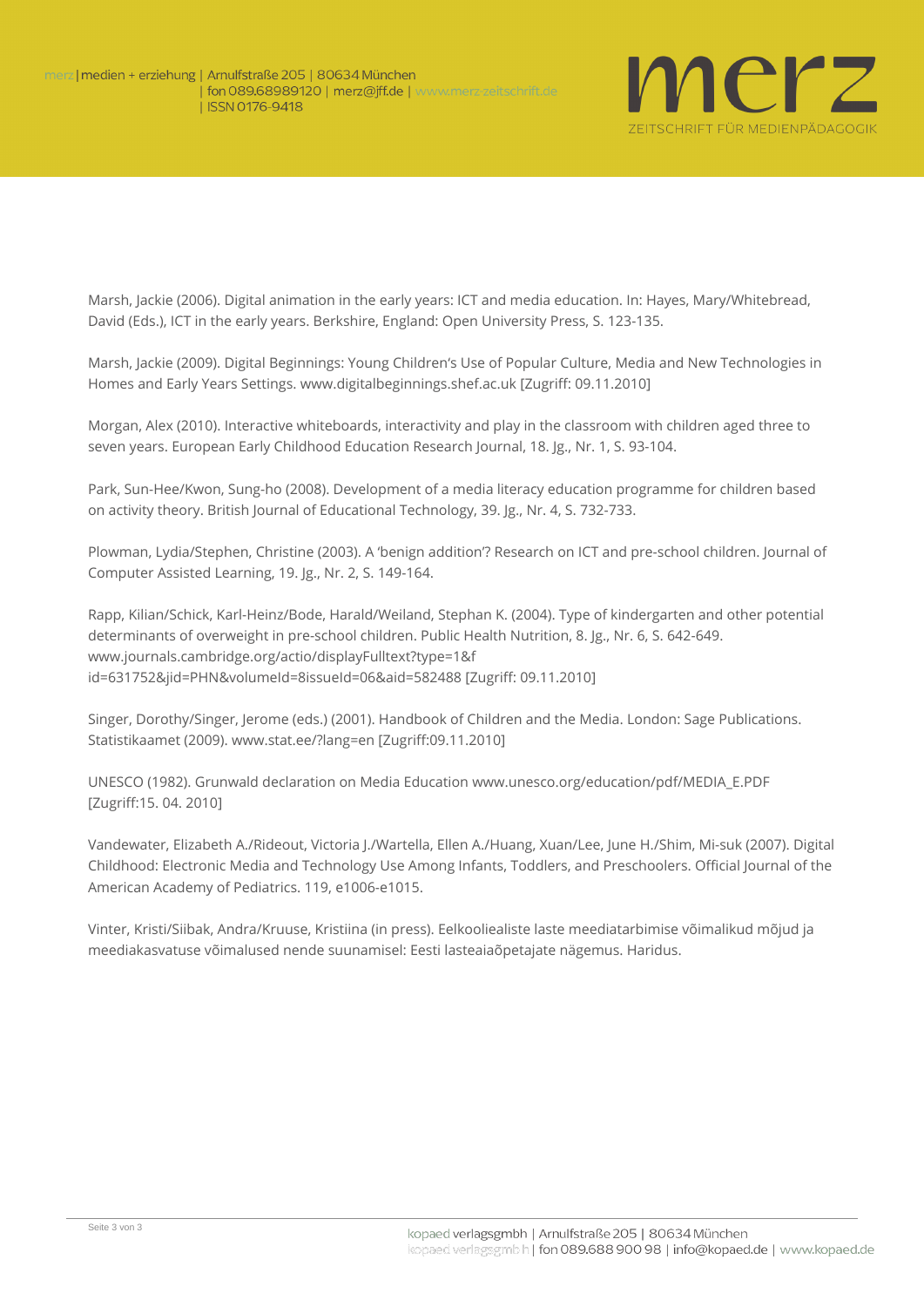Marsh, Jackie (2006). Digital animation in the early years: ICT and media education. In: Hayes, Mary/Whitebread, David (Eds.), ICT in the early years. Berkshire, England: Open University Press, S. 123-135.

Marsh, Jackie (2009). Digital Beginnings: Young Children's Use of Popular Culture, Media and New Technologies in Homes and Early Years Settings. www.digitalbeginnings.shef.ac.uk [Zugriff: 09.11.2010]

Morgan, Alex (2010). Interactive whiteboards, interactivity and play in the classroom with children aged three to seven years. European Early Childhood Education Research Journal, 18. Jg., Nr. 1, S. 93-104.

Park, Sun-Hee/Kwon, Sung-ho (2008). Development of a media literacy education programme for children based on activity theory. British Journal of Educational Technology, 39. Jg., Nr. 4, S. 732-733.

Plowman, Lydia/Stephen, Christine (2003). A 'benign addition'? Research on ICT and pre-school children. Journal of Computer Assisted Learning, 19. Jg., Nr. 2, S. 149-164.

Rapp, Kilian/Schick, Karl-Heinz/Bode, Harald/Weiland, Stephan K. (2004). Type of kindergarten and other potential determinants of overweight in pre-school children. Public Health Nutrition, 8. Jg., Nr. 6, S. 642-649. www.journals.cambridge.org/actio/displayFulltext?type=1&f id=631752&jid=PHN&volumeId=8issueId=06&aid=582488 [Zugriff: 09.11.2010]

Singer, Dorothy/Singer, Jerome (eds.) (2001). Handbook of Children and the Media. London: Sage Publications. Statistikaamet (2009). www.stat.ee/?lang=en [Zugriff:09.11.2010]

UNESCO (1982). Grunwald declaration on Media Education www.unesco.org/education/pdf/MEDIA_E.PDF [Zugriff:15. 04. 2010]

Vandewater, Elizabeth A./Rideout, Victoria J./Wartella, Ellen A./Huang, Xuan/Lee, June H./Shim, Mi-suk (2007). Digital Childhood: Electronic Media and Technology Use Among Infants, Toddlers, and Preschoolers. Official Journal of the American Academy of Pediatrics. 119, e1006-e1015.

Vinter, Kristi/Siibak, Andra/Kruuse, Kristiina (in press). Eelkooliealiste laste meediatarbimise võimalikud mõjud ja meediakasvatuse võimalused nende suunamisel: Eesti lasteaiaõpetajate nägemus. Haridus.